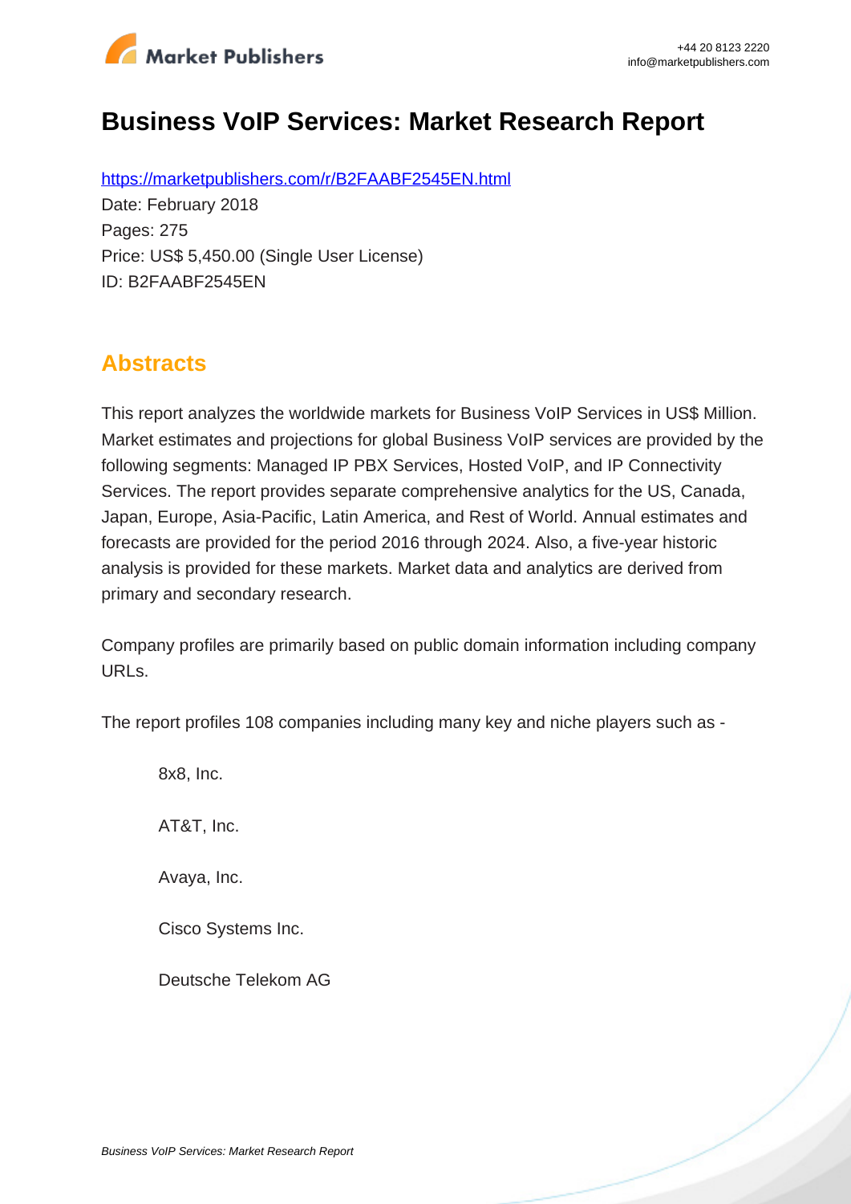# Business VoIP Services: Market Research Report

https://marketpublishers.com/r/B2FAABF2545EN.html

Date: February 2018

Pages: 275

Price: US$ 5,450.00 (Single User License)

ID: B2FAABF2545EN

## Abstracts

This report analyzes the worldwide markets for Business VoIP Services in US$ Million. Market estimates and projections for global Business VoIP services are provided by the following segments: Managed IP PBX Services, Hosted VoIP, and IP Connectivity Services. The report provides separate comprehensive analytics for the US, Canada, Japan, Europe, Asia-Pacific, Latin America, and Rest of World. Annual estimates and forecasts are provided for the period 2016 through 2024. Also, a five-year historic analysis is provided for these markets. Market data and analytics are derived from primary and secondary research.

Company profiles are primarily based on public domain information including company URLs.

The report profiles 108 companies including many key and niche players such as -

- 8x8, Inc.
- AT&T, Inc.
- Avaya, Inc.
- Cisco Systems Inc.
- Deutsche Telekom AG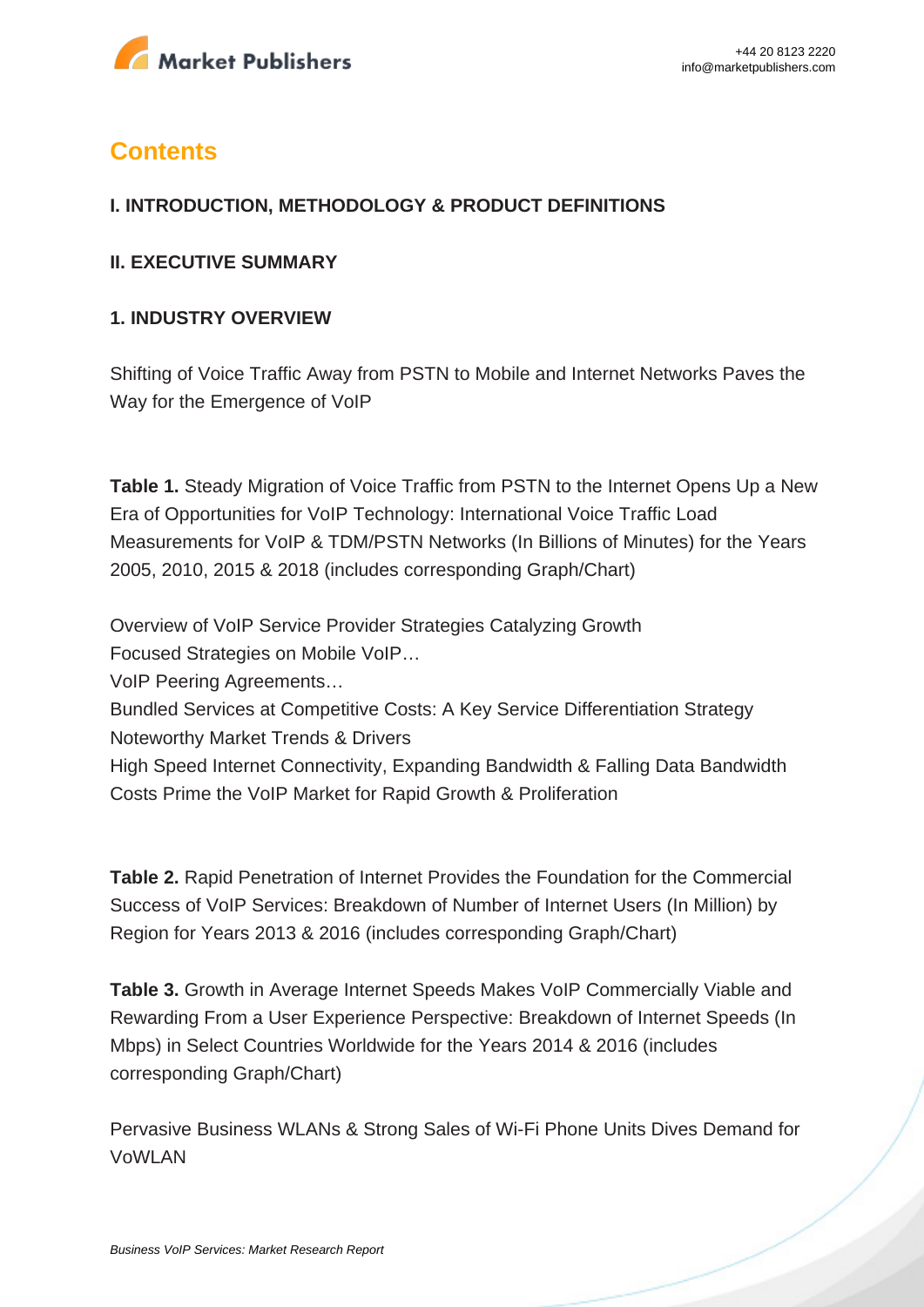## Contents

**I. INTRODUCTION, METHODOLOGY & PRODUCT DEFINITIONS**

**II. EXECUTIVE SUMMARY**

**1. INDUSTRY OVERVIEW**

Shifting of Voice Traffic Away from PSTN to Mobile and Internet Networks Paves the Way for the Emergence of VoIP

**Table 1.** Steady Migration of Voice Traffic from PSTN to the Internet Opens Up a New Era of Opportunities for VoIP Technology: International Voice Traffic Load Measurements for VoIP & TDM/PSTN Networks (In Billions of Minutes) for the Years 2005, 2010, 2015 & 2018 (includes corresponding Graph/Chart)

Overview of VoIP Service Provider Strategies Catalyzing Growth
Focused Strategies on Mobile VoIP…
VoIP Peering Agreements…
Bundled Services at Competitive Costs: A Key Service Differentiation Strategy
Noteworthy Market Trends & Drivers
High Speed Internet Connectivity, Expanding Bandwidth & Falling Data Bandwidth Costs Prime the VoIP Market for Rapid Growth & Proliferation

**Table 2.** Rapid Penetration of Internet Provides the Foundation for the Commercial Success of VoIP Services: Breakdown of Number of Internet Users (In Million) by Region for Years 2013 & 2016 (includes corresponding Graph/Chart)

**Table 3.** Growth in Average Internet Speeds Makes VoIP Commercially Viable and Rewarding From a User Experience Perspective: Breakdown of Internet Speeds (In Mbps) in Select Countries Worldwide for the Years 2014 & 2016 (includes corresponding Graph/Chart)

Pervasive Business WLANs & Strong Sales of Wi-Fi Phone Units Dives Demand for VoWLAN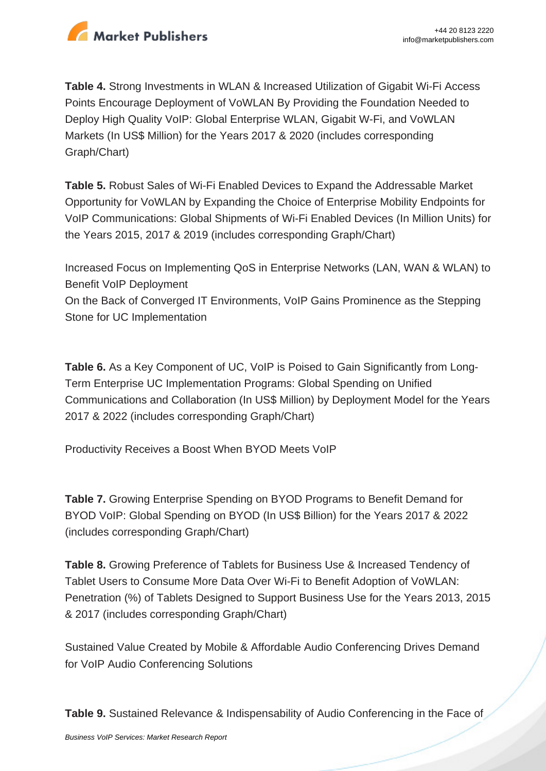**Table 4.** Strong Investments in WLAN & Increased Utilization of Gigabit Wi-Fi Access Points Encourage Deployment of VoWLAN By Providing the Foundation Needed to Deploy High Quality VoIP: Global Enterprise WLAN, Gigabit W-Fi, and VoWLAN Markets (In US$ Million) for the Years 2017 & 2020 (includes corresponding Graph/Chart)

**Table 5.** Robust Sales of Wi-Fi Enabled Devices to Expand the Addressable Market Opportunity for VoWLAN by Expanding the Choice of Enterprise Mobility Endpoints for VoIP Communications: Global Shipments of Wi-Fi Enabled Devices (In Million Units) for the Years 2015, 2017 & 2019 (includes corresponding Graph/Chart)

Increased Focus on Implementing QoS in Enterprise Networks (LAN, WAN & WLAN) to Benefit VoIP Deployment
On the Back of Converged IT Environments, VoIP Gains Prominence as the Stepping Stone for UC Implementation

**Table 6.** As a Key Component of UC, VoIP is Poised to Gain Significantly from Long-Term Enterprise UC Implementation Programs: Global Spending on Unified Communications and Collaboration (In US$ Million) by Deployment Model for the Years 2017 & 2022 (includes corresponding Graph/Chart)

Productivity Receives a Boost When BYOD Meets VoIP

**Table 7.** Growing Enterprise Spending on BYOD Programs to Benefit Demand for BYOD VoIP: Global Spending on BYOD (In US$ Billion) for the Years 2017 & 2022 (includes corresponding Graph/Chart)

**Table 8.** Growing Preference of Tablets for Business Use & Increased Tendency of Tablet Users to Consume More Data Over Wi-Fi to Benefit Adoption of VoWLAN: Penetration (%) of Tablets Designed to Support Business Use for the Years 2013, 2015 & 2017 (includes corresponding Graph/Chart)

Sustained Value Created by Mobile & Affordable Audio Conferencing Drives Demand for VoIP Audio Conferencing Solutions

**Table 9.** Sustained Relevance & Indispensability of Audio Conferencing in the Face of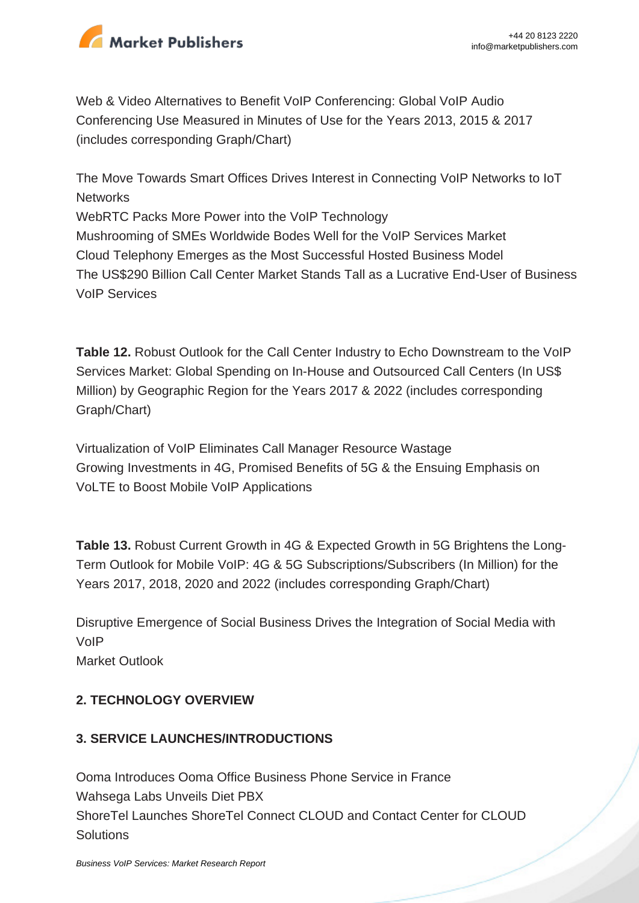Web & Video Alternatives to Benefit VoIP Conferencing: Global VoIP Audio Conferencing Use Measured in Minutes of Use for the Years 2013, 2015 & 2017 (includes corresponding Graph/Chart)

The Move Towards Smart Offices Drives Interest in Connecting VoIP Networks to IoT Networks
WebRTC Packs More Power into the VoIP Technology
Mushrooming of SMEs Worldwide Bodes Well for the VoIP Services Market
Cloud Telephony Emerges as the Most Successful Hosted Business Model
The US$290 Billion Call Center Market Stands Tall as a Lucrative End-User of Business VoIP Services

**Table 12.** Robust Outlook for the Call Center Industry to Echo Downstream to the VoIP Services Market: Global Spending on In-House and Outsourced Call Centers (In US$ Million) by Geographic Region for the Years 2017 & 2022 (includes corresponding Graph/Chart)

Virtualization of VoIP Eliminates Call Manager Resource Wastage
Growing Investments in 4G, Promised Benefits of 5G & the Ensuing Emphasis on VoLTE to Boost Mobile VoIP Applications

**Table 13.** Robust Current Growth in 4G & Expected Growth in 5G Brightens the Long-Term Outlook for Mobile VoIP: 4G & 5G Subscriptions/Subscribers (In Million) for the Years 2017, 2018, 2020 and 2022 (includes corresponding Graph/Chart)

Disruptive Emergence of Social Business Drives the Integration of Social Media with VoIP
Market Outlook

## 2. TECHNOLOGY OVERVIEW

## 3. SERVICE LAUNCHES/INTRODUCTIONS

Ooma Introduces Ooma Office Business Phone Service in France
Wahsega Labs Unveils Diet PBX
ShoreTel Launches ShoreTel Connect CLOUD and Contact Center for CLOUD Solutions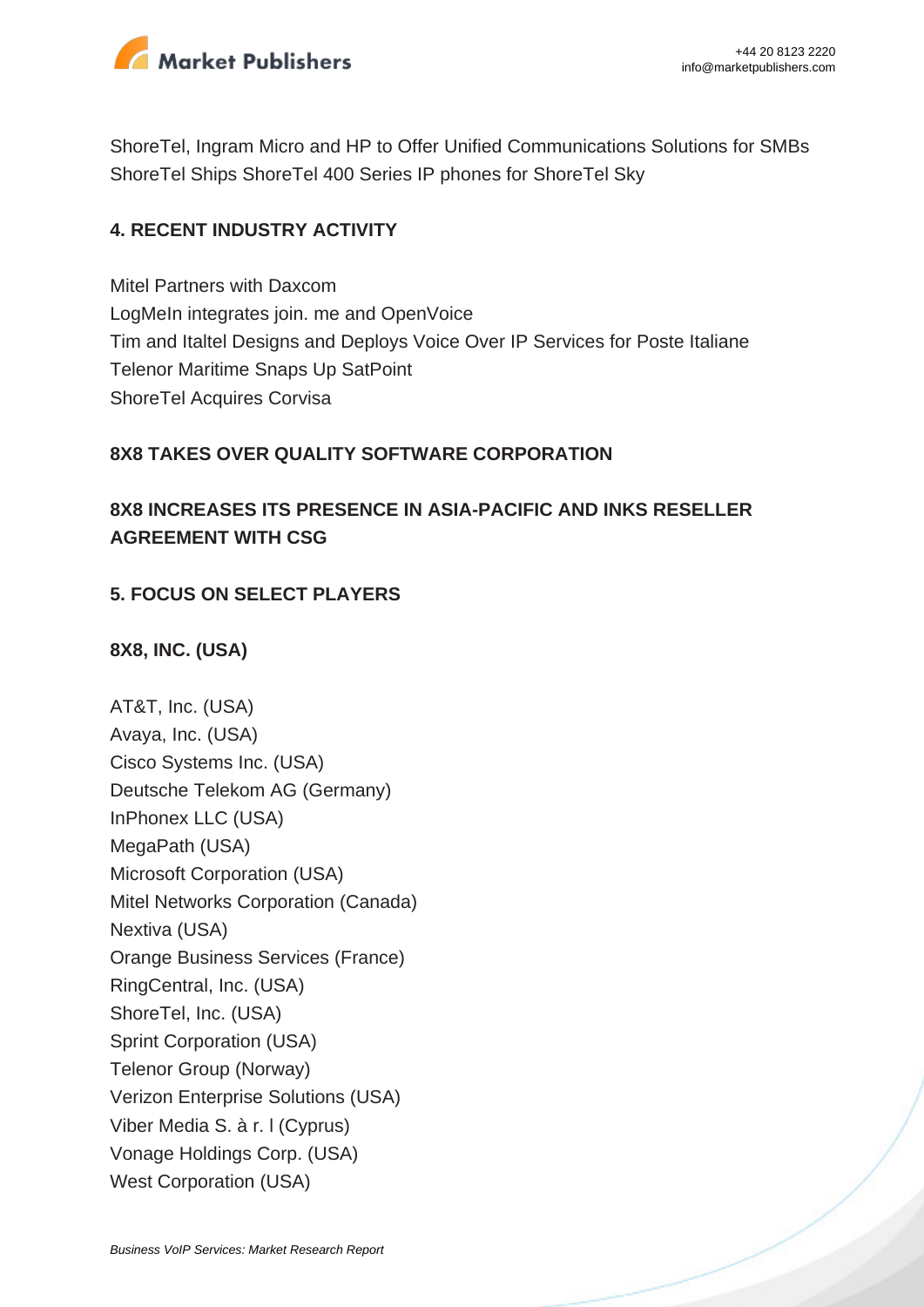ShoreTel, Ingram Micro and HP to Offer Unified Communications Solutions for SMBs
ShoreTel Ships ShoreTel 400 Series IP phones for ShoreTel Sky

## 4. RECENT INDUSTRY ACTIVITY

Mitel Partners with Daxcom
LogMeIn integrates join. me and OpenVoice
Tim and Italtel Designs and Deploys Voice Over IP Services for Poste Italiane
Telenor Maritime Snaps Up SatPoint
ShoreTel Acquires Corvisa

**8X8 TAKES OVER QUALITY SOFTWARE CORPORATION**

**8X8 INCREASES ITS PRESENCE IN ASIA-PACIFIC AND INKS RESELLER AGREEMENT WITH CSG**

## 5. FOCUS ON SELECT PLAYERS

**8X8, INC. (USA)**

AT&T, Inc. (USA)
Avaya, Inc. (USA)
Cisco Systems Inc. (USA)
Deutsche Telekom AG (Germany)
InPhonex LLC (USA)
MegaPath (USA)
Microsoft Corporation (USA)
Mitel Networks Corporation (Canada)
Nextiva (USA)
Orange Business Services (France)
RingCentral, Inc. (USA)
ShoreTel, Inc. (USA)
Sprint Corporation (USA)
Telenor Group (Norway)
Verizon Enterprise Solutions (USA)
Viber Media S. à r. l (Cyprus)
Vonage Holdings Corp. (USA)
West Corporation (USA)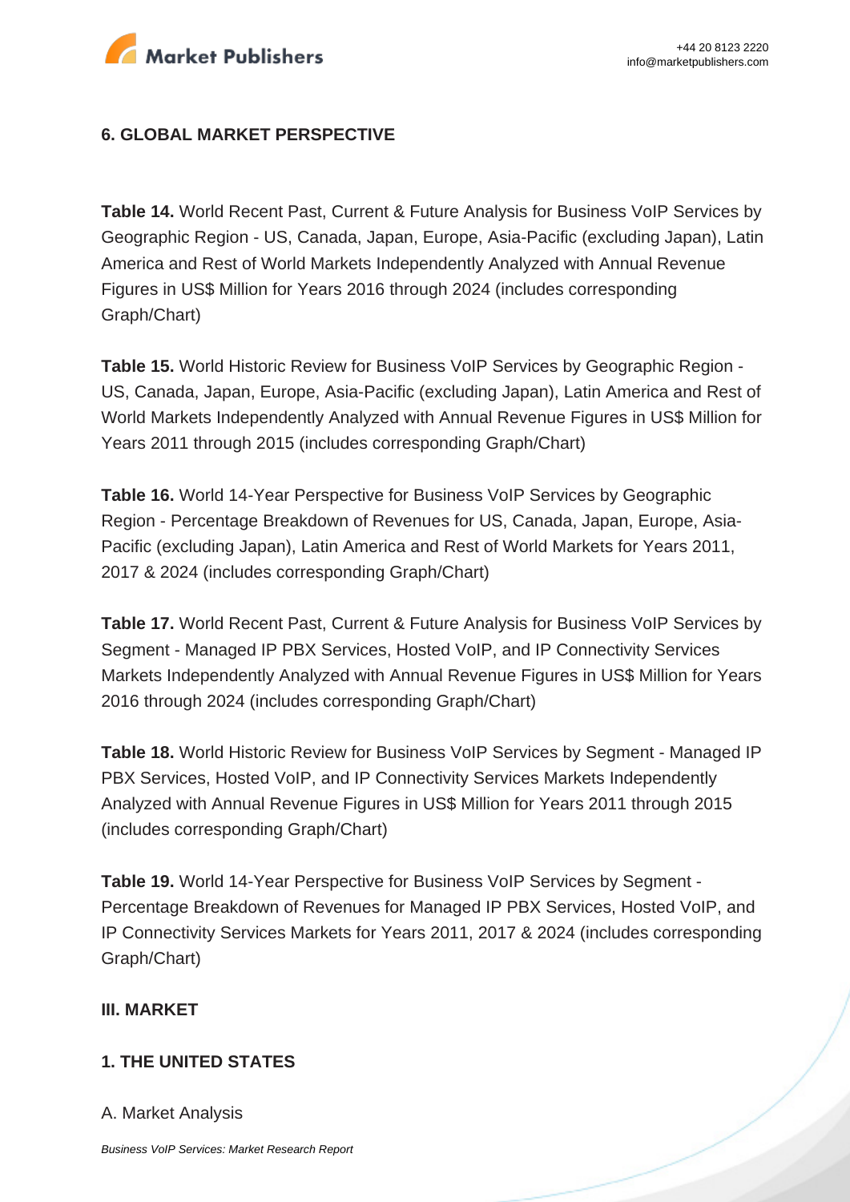## 6. GLOBAL MARKET PERSPECTIVE

**Table 14.** World Recent Past, Current & Future Analysis for Business VoIP Services by Geographic Region - US, Canada, Japan, Europe, Asia-Pacific (excluding Japan), Latin America and Rest of World Markets Independently Analyzed with Annual Revenue Figures in US$ Million for Years 2016 through 2024 (includes corresponding Graph/Chart)

**Table 15.** World Historic Review for Business VoIP Services by Geographic Region - US, Canada, Japan, Europe, Asia-Pacific (excluding Japan), Latin America and Rest of World Markets Independently Analyzed with Annual Revenue Figures in US$ Million for Years 2011 through 2015 (includes corresponding Graph/Chart)

**Table 16.** World 14-Year Perspective for Business VoIP Services by Geographic Region - Percentage Breakdown of Revenues for US, Canada, Japan, Europe, Asia-Pacific (excluding Japan), Latin America and Rest of World Markets for Years 2011, 2017 & 2024 (includes corresponding Graph/Chart)

**Table 17.** World Recent Past, Current & Future Analysis for Business VoIP Services by Segment - Managed IP PBX Services, Hosted VoIP, and IP Connectivity Services Markets Independently Analyzed with Annual Revenue Figures in US$ Million for Years 2016 through 2024 (includes corresponding Graph/Chart)

**Table 18.** World Historic Review for Business VoIP Services by Segment - Managed IP PBX Services, Hosted VoIP, and IP Connectivity Services Markets Independently Analyzed with Annual Revenue Figures in US$ Million for Years 2011 through 2015 (includes corresponding Graph/Chart)

**Table 19.** World 14-Year Perspective for Business VoIP Services by Segment - Percentage Breakdown of Revenues for Managed IP PBX Services, Hosted VoIP, and IP Connectivity Services Markets for Years 2011, 2017 & 2024 (includes corresponding Graph/Chart)

## III. MARKET

## 1. THE UNITED STATES

A. Market Analysis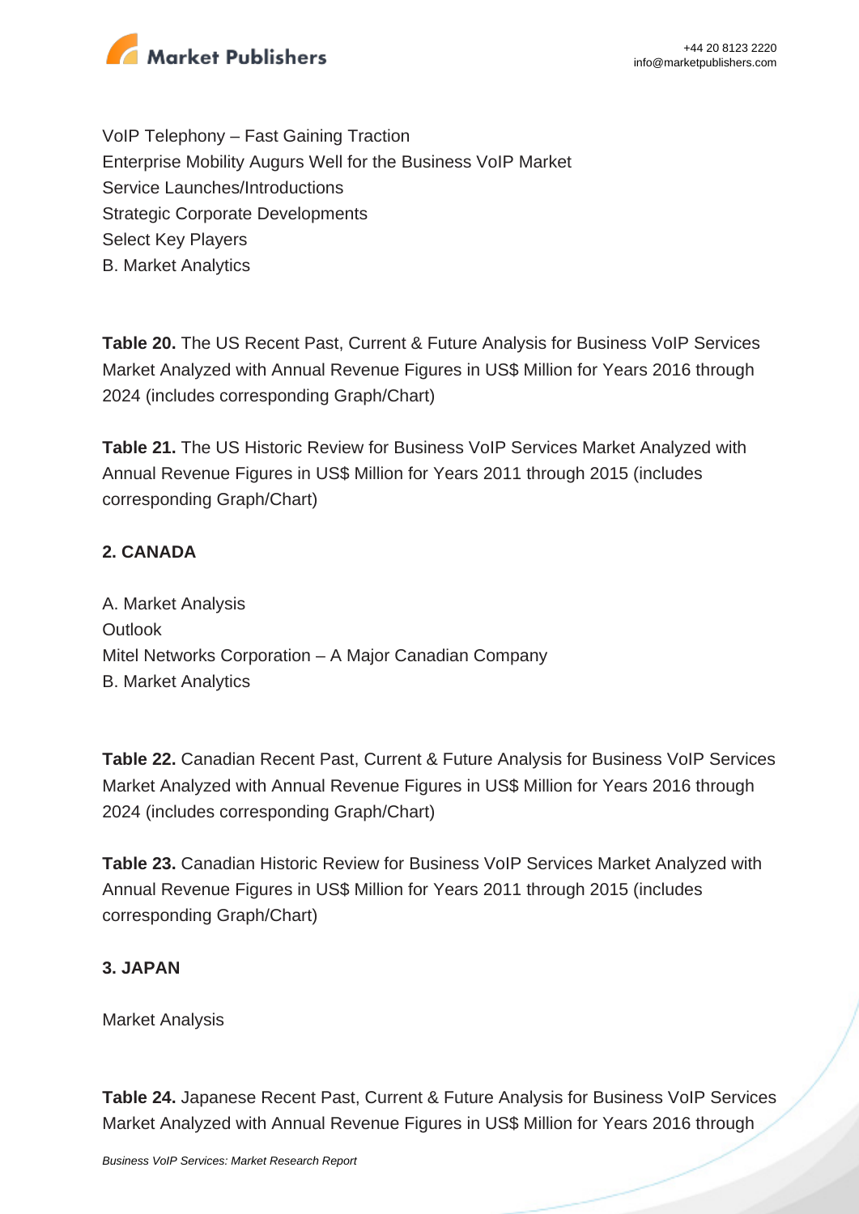VoIP Telephony – Fast Gaining Traction
Enterprise Mobility Augurs Well for the Business VoIP Market
Service Launches/Introductions
Strategic Corporate Developments
Select Key Players
B. Market Analytics

**Table 20.** The US Recent Past, Current & Future Analysis for Business VoIP Services Market Analyzed with Annual Revenue Figures in US$ Million for Years 2016 through 2024 (includes corresponding Graph/Chart)

**Table 21.** The US Historic Review for Business VoIP Services Market Analyzed with Annual Revenue Figures in US$ Million for Years 2011 through 2015 (includes corresponding Graph/Chart)

**2. CANADA**

A. Market Analysis
Outlook
Mitel Networks Corporation – A Major Canadian Company
B. Market Analytics

**Table 22.** Canadian Recent Past, Current & Future Analysis for Business VoIP Services Market Analyzed with Annual Revenue Figures in US$ Million for Years 2016 through 2024 (includes corresponding Graph/Chart)

**Table 23.** Canadian Historic Review for Business VoIP Services Market Analyzed with Annual Revenue Figures in US$ Million for Years 2011 through 2015 (includes corresponding Graph/Chart)

**3. JAPAN**

Market Analysis

**Table 24.** Japanese Recent Past, Current & Future Analysis for Business VoIP Services Market Analyzed with Annual Revenue Figures in US$ Million for Years 2016 through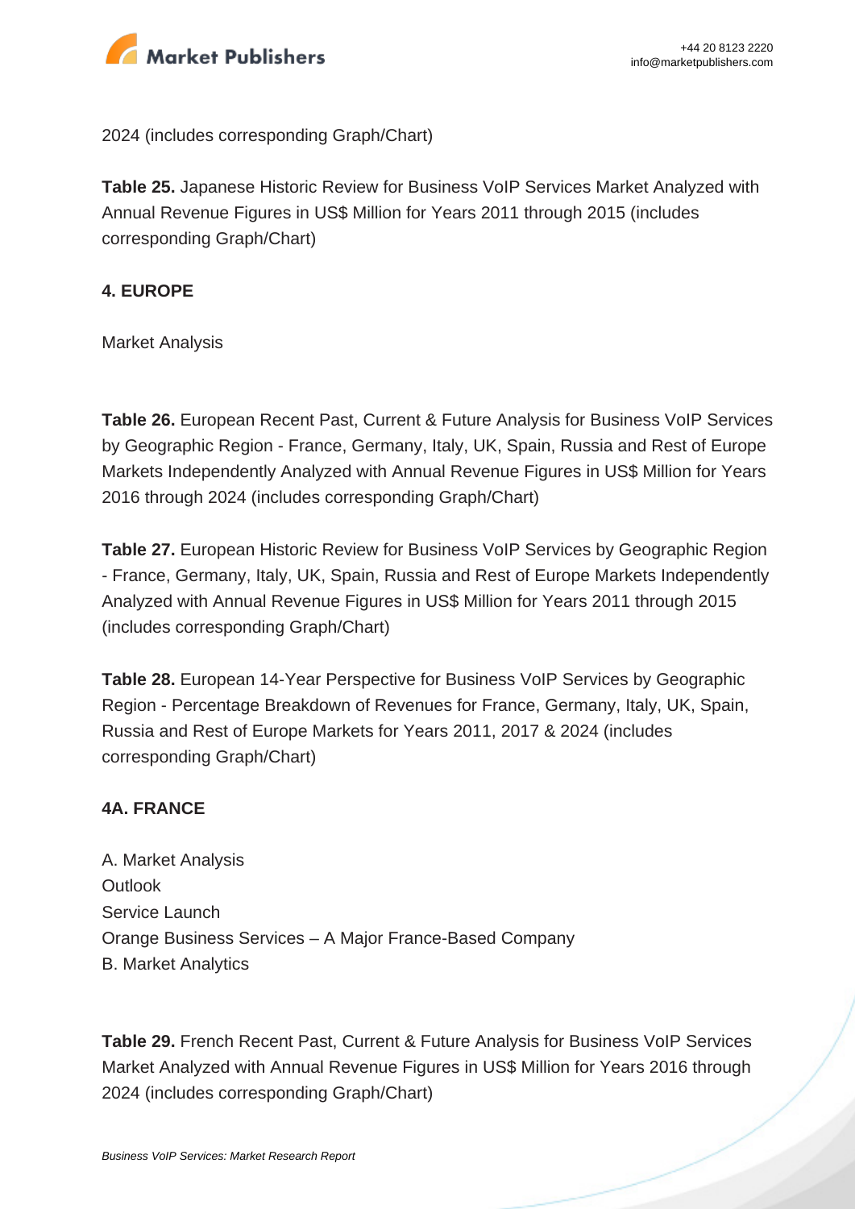2024 (includes corresponding Graph/Chart)

**Table 25.** Japanese Historic Review for Business VoIP Services Market Analyzed with Annual Revenue Figures in US$ Million for Years 2011 through 2015 (includes corresponding Graph/Chart)

**4. EUROPE**

Market Analysis

**Table 26.** European Recent Past, Current & Future Analysis for Business VoIP Services by Geographic Region - France, Germany, Italy, UK, Spain, Russia and Rest of Europe Markets Independently Analyzed with Annual Revenue Figures in US$ Million for Years 2016 through 2024 (includes corresponding Graph/Chart)

**Table 27.** European Historic Review for Business VoIP Services by Geographic Region - France, Germany, Italy, UK, Spain, Russia and Rest of Europe Markets Independently Analyzed with Annual Revenue Figures in US$ Million for Years 2011 through 2015 (includes corresponding Graph/Chart)

**Table 28.** European 14-Year Perspective for Business VoIP Services by Geographic Region - Percentage Breakdown of Revenues for France, Germany, Italy, UK, Spain, Russia and Rest of Europe Markets for Years 2011, 2017 & 2024 (includes corresponding Graph/Chart)

**4A. FRANCE**

A. Market Analysis
Outlook
Service Launch
Orange Business Services – A Major France-Based Company
B. Market Analytics

**Table 29.** French Recent Past, Current & Future Analysis for Business VoIP Services Market Analyzed with Annual Revenue Figures in US$ Million for Years 2016 through 2024 (includes corresponding Graph/Chart)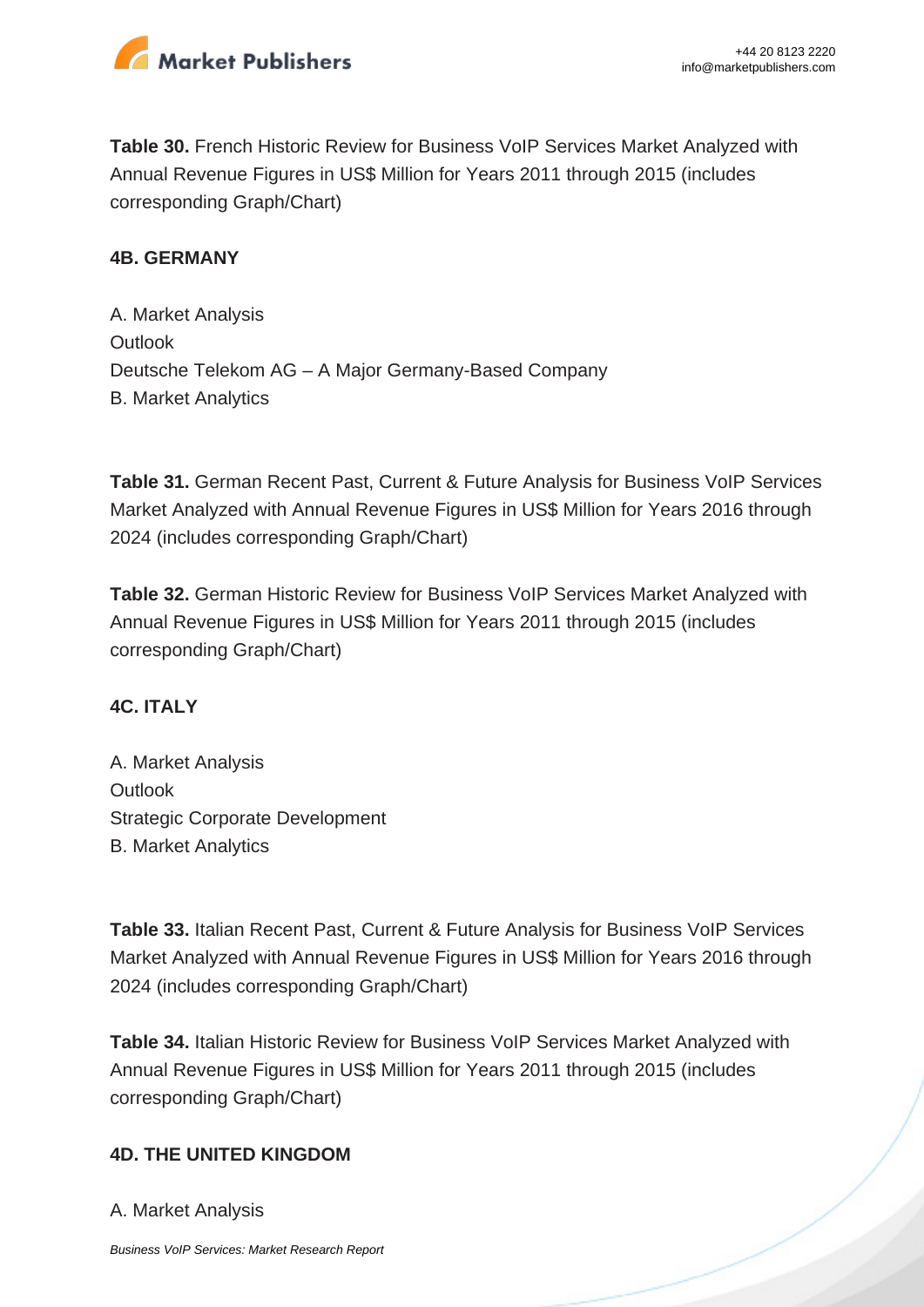**Table 30.** French Historic Review for Business VoIP Services Market Analyzed with Annual Revenue Figures in US$ Million for Years 2011 through 2015 (includes corresponding Graph/Chart)

**4B. GERMANY**

A. Market Analysis
Outlook
Deutsche Telekom AG – A Major Germany-Based Company
B. Market Analytics

**Table 31.** German Recent Past, Current & Future Analysis for Business VoIP Services Market Analyzed with Annual Revenue Figures in US$ Million for Years 2016 through 2024 (includes corresponding Graph/Chart)

**Table 32.** German Historic Review for Business VoIP Services Market Analyzed with Annual Revenue Figures in US$ Million for Years 2011 through 2015 (includes corresponding Graph/Chart)

**4C. ITALY**

A. Market Analysis
Outlook
Strategic Corporate Development
B. Market Analytics

**Table 33.** Italian Recent Past, Current & Future Analysis for Business VoIP Services Market Analyzed with Annual Revenue Figures in US$ Million for Years 2016 through 2024 (includes corresponding Graph/Chart)

**Table 34.** Italian Historic Review for Business VoIP Services Market Analyzed with Annual Revenue Figures in US$ Million for Years 2011 through 2015 (includes corresponding Graph/Chart)

**4D. THE UNITED KINGDOM**

A. Market Analysis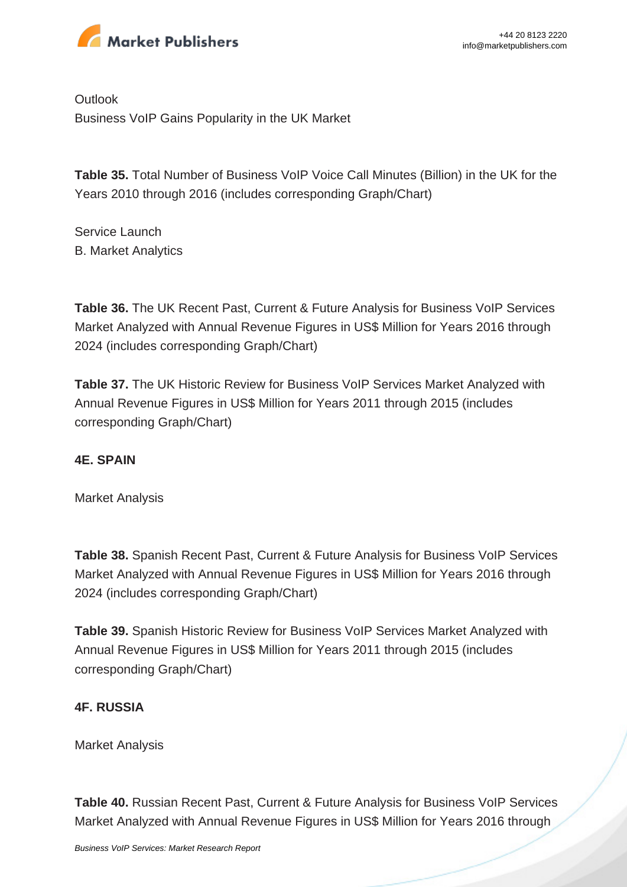Outlook
Business VoIP Gains Popularity in the UK Market

**Table 35.** Total Number of Business VoIP Voice Call Minutes (Billion) in the UK for the Years 2010 through 2016 (includes corresponding Graph/Chart)

Service Launch
B. Market Analytics

**Table 36.** The UK Recent Past, Current & Future Analysis for Business VoIP Services Market Analyzed with Annual Revenue Figures in US$ Million for Years 2016 through 2024 (includes corresponding Graph/Chart)

**Table 37.** The UK Historic Review for Business VoIP Services Market Analyzed with Annual Revenue Figures in US$ Million for Years 2011 through 2015 (includes corresponding Graph/Chart)

**4E. SPAIN**

Market Analysis

**Table 38.** Spanish Recent Past, Current & Future Analysis for Business VoIP Services Market Analyzed with Annual Revenue Figures in US$ Million for Years 2016 through 2024 (includes corresponding Graph/Chart)

**Table 39.** Spanish Historic Review for Business VoIP Services Market Analyzed with Annual Revenue Figures in US$ Million for Years 2011 through 2015 (includes corresponding Graph/Chart)

**4F. RUSSIA**

Market Analysis

**Table 40.** Russian Recent Past, Current & Future Analysis for Business VoIP Services Market Analyzed with Annual Revenue Figures in US$ Million for Years 2016 through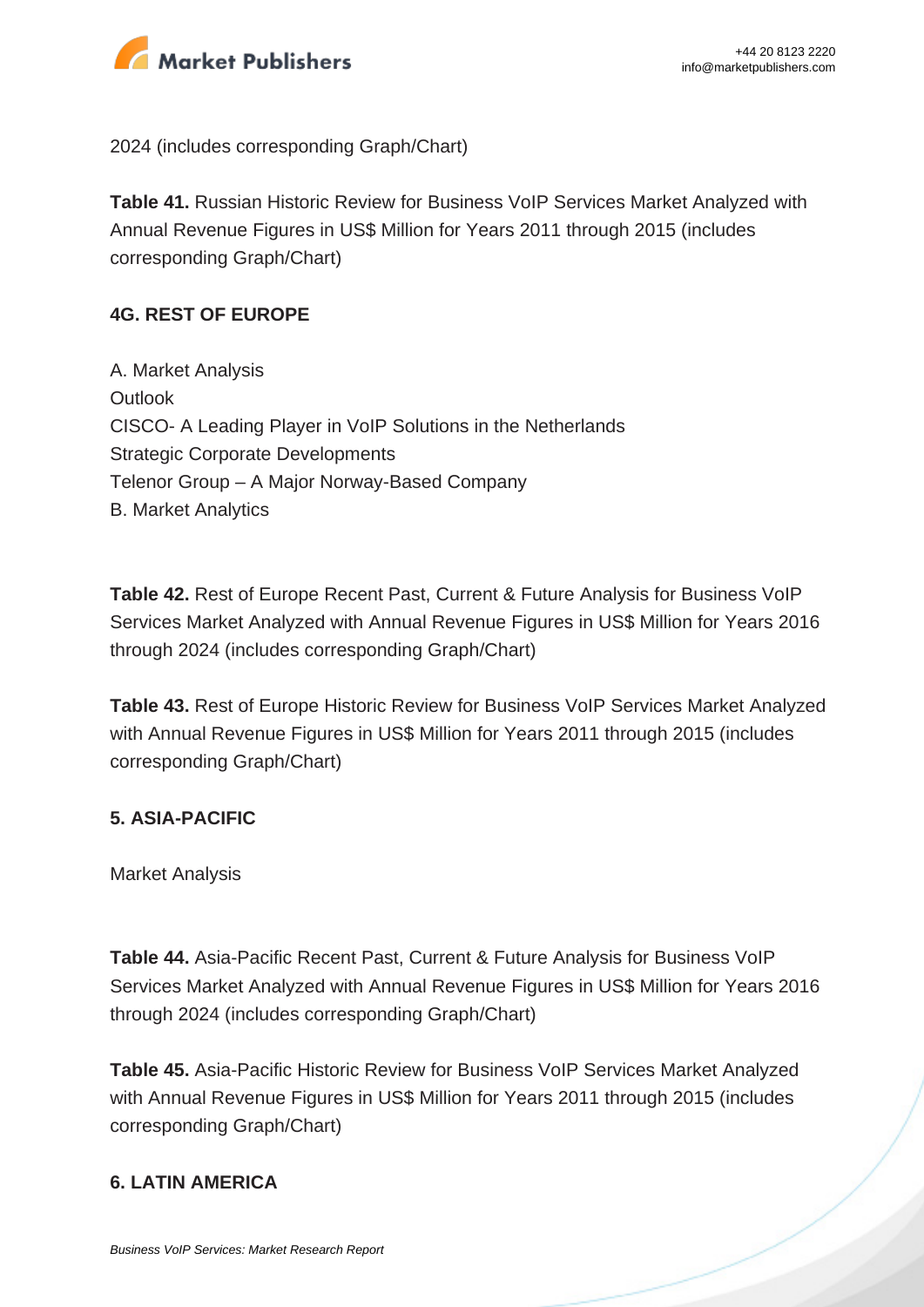2024 (includes corresponding Graph/Chart)

**Table 41.** Russian Historic Review for Business VoIP Services Market Analyzed with Annual Revenue Figures in US$ Million for Years 2011 through 2015 (includes corresponding Graph/Chart)

### 4G. REST OF EUROPE

A. Market Analysis
Outlook
CISCO- A Leading Player in VoIP Solutions in the Netherlands
Strategic Corporate Developments
Telenor Group – A Major Norway-Based Company
B. Market Analytics

**Table 42.** Rest of Europe Recent Past, Current & Future Analysis for Business VoIP Services Market Analyzed with Annual Revenue Figures in US$ Million for Years 2016 through 2024 (includes corresponding Graph/Chart)

**Table 43.** Rest of Europe Historic Review for Business VoIP Services Market Analyzed with Annual Revenue Figures in US$ Million for Years 2011 through 2015 (includes corresponding Graph/Chart)

### 5. ASIA-PACIFIC

Market Analysis

**Table 44.** Asia-Pacific Recent Past, Current & Future Analysis for Business VoIP Services Market Analyzed with Annual Revenue Figures in US$ Million for Years 2016 through 2024 (includes corresponding Graph/Chart)

**Table 45.** Asia-Pacific Historic Review for Business VoIP Services Market Analyzed with Annual Revenue Figures in US$ Million for Years 2011 through 2015 (includes corresponding Graph/Chart)

### 6. LATIN AMERICA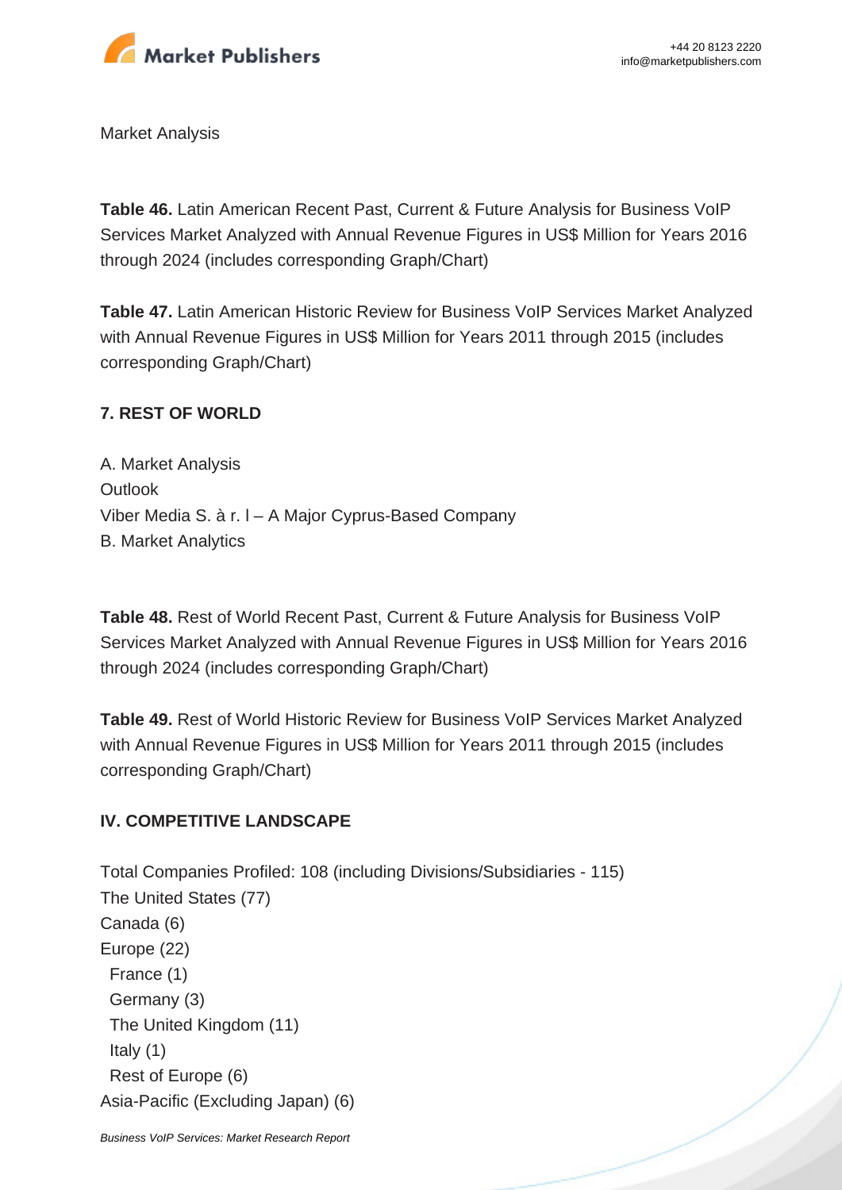Market Analysis

**Table 46.** Latin American Recent Past, Current & Future Analysis for Business VoIP Services Market Analyzed with Annual Revenue Figures in US$ Million for Years 2016 through 2024 (includes corresponding Graph/Chart)

**Table 47.** Latin American Historic Review for Business VoIP Services Market Analyzed with Annual Revenue Figures in US$ Million for Years 2011 through 2015 (includes corresponding Graph/Chart)

**7. REST OF WORLD**

A. Market Analysis
Outlook
Viber Media S. à r. l – A Major Cyprus-Based Company
B. Market Analytics

**Table 48.** Rest of World Recent Past, Current & Future Analysis for Business VoIP Services Market Analyzed with Annual Revenue Figures in US$ Million for Years 2016 through 2024 (includes corresponding Graph/Chart)

**Table 49.** Rest of World Historic Review for Business VoIP Services Market Analyzed with Annual Revenue Figures in US$ Million for Years 2011 through 2015 (includes corresponding Graph/Chart)

**IV. COMPETITIVE LANDSCAPE**

Total Companies Profiled: 108 (including Divisions/Subsidiaries - 115)
The United States (77)
Canada (6)
Europe (22)
  France (1)
  Germany (3)
  The United Kingdom (11)
  Italy (1)
  Rest of Europe (6)
Asia-Pacific (Excluding Japan) (6)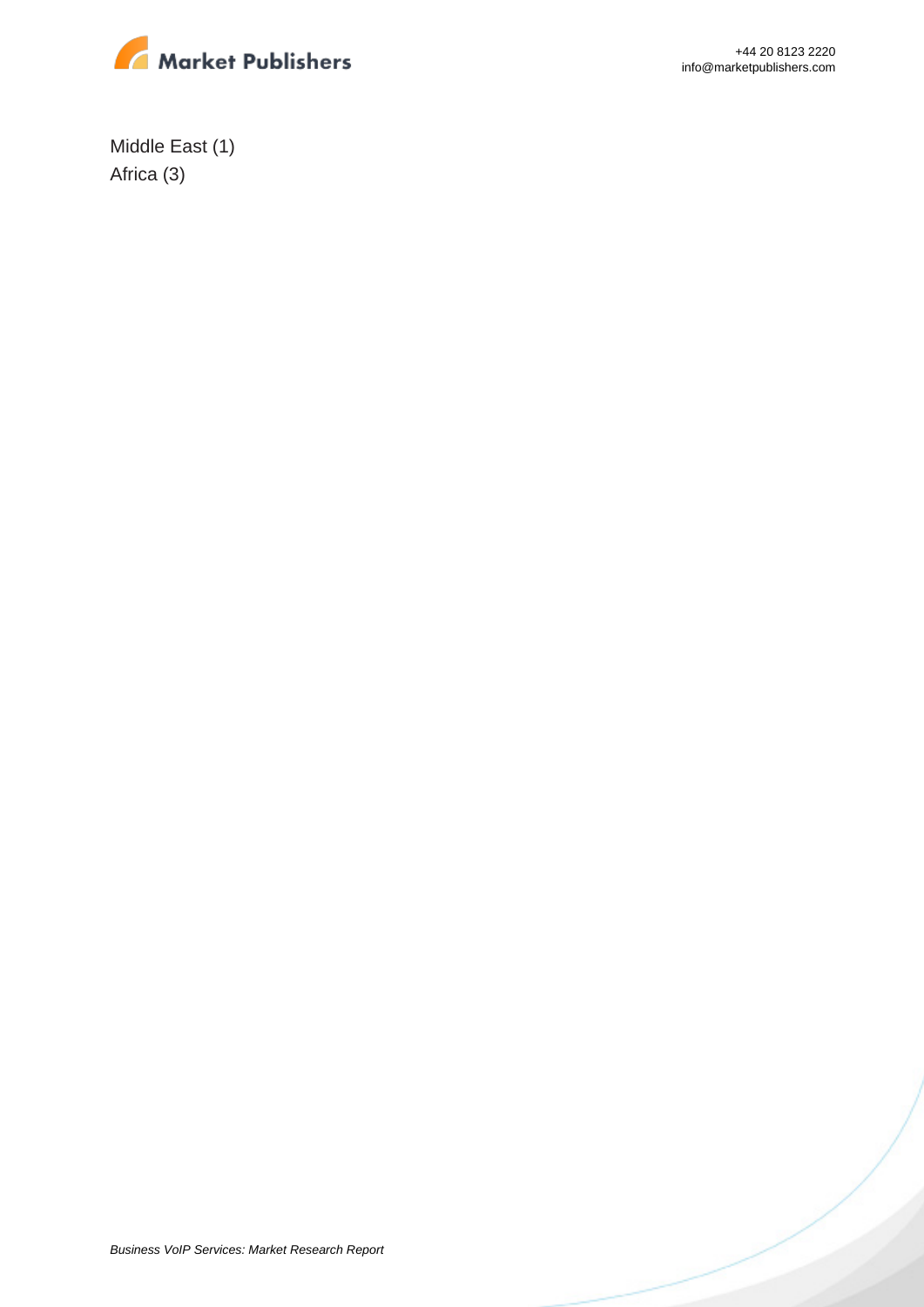Middle East (1)
Africa (3)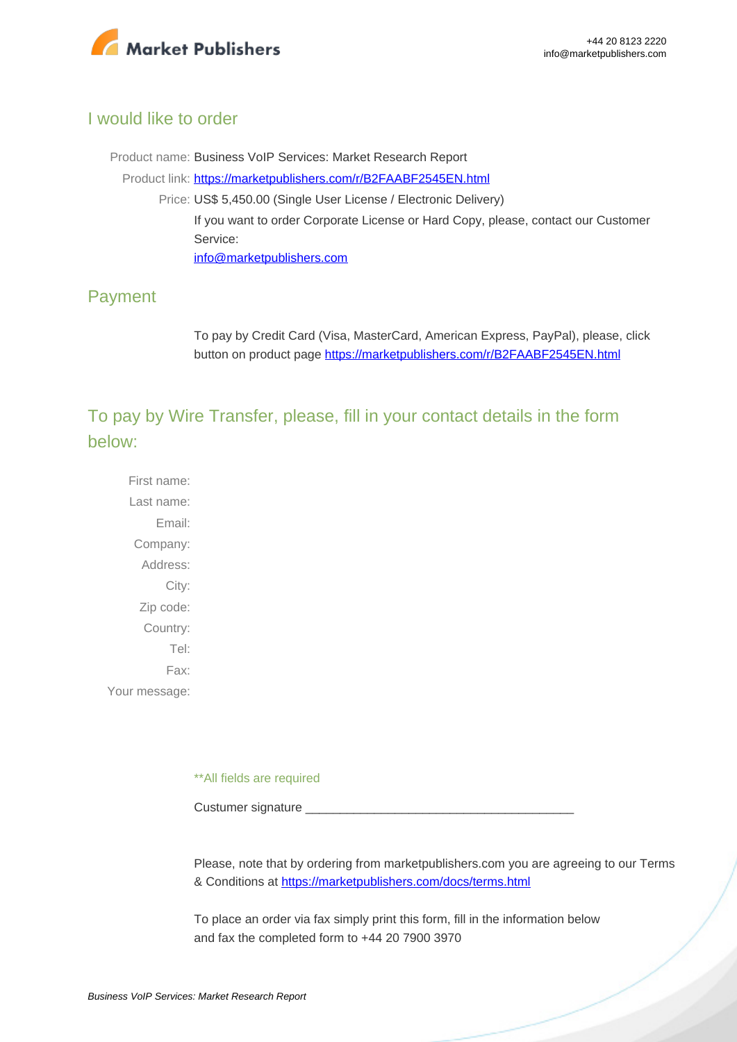## I would like to order

Product name: Business VoIP Services: Market Research Report

Product link: [https://marketpublishers.com/r/B2FAABF2545EN.html](https://marketpublishers.com/r/B2FAABF2545EN.html)

Price: US$ 5,450.00 (Single User License / Electronic Delivery)

If you want to order Corporate License or Hard Copy, please, contact our Customer Service:

[info@marketpublishers.com](mailto:info@marketpublishers.com)

## Payment

To pay by Credit Card (Visa, MasterCard, American Express, PayPal), please, click button on product page [https://marketpublishers.com/r/B2FAABF2545EN.html](https://marketpublishers.com/r/B2FAABF2545EN.html)

## To pay by Wire Transfer, please, fill in your contact details in the form below:

First name:

Last name:

Email:

Company:

Address:

City:

Zip code:

Country:

Tel:

Fax:

Your message:

**All fields are required

Custumer signature _______________________________________

Please, note that by ordering from marketpublishers.com you are agreeing to our Terms & Conditions at [https://marketpublishers.com/docs/terms.html](https://marketpublishers.com/docs/terms.html)

To place an order via fax simply print this form, fill in the information below and fax the completed form to +44 20 7900 3970